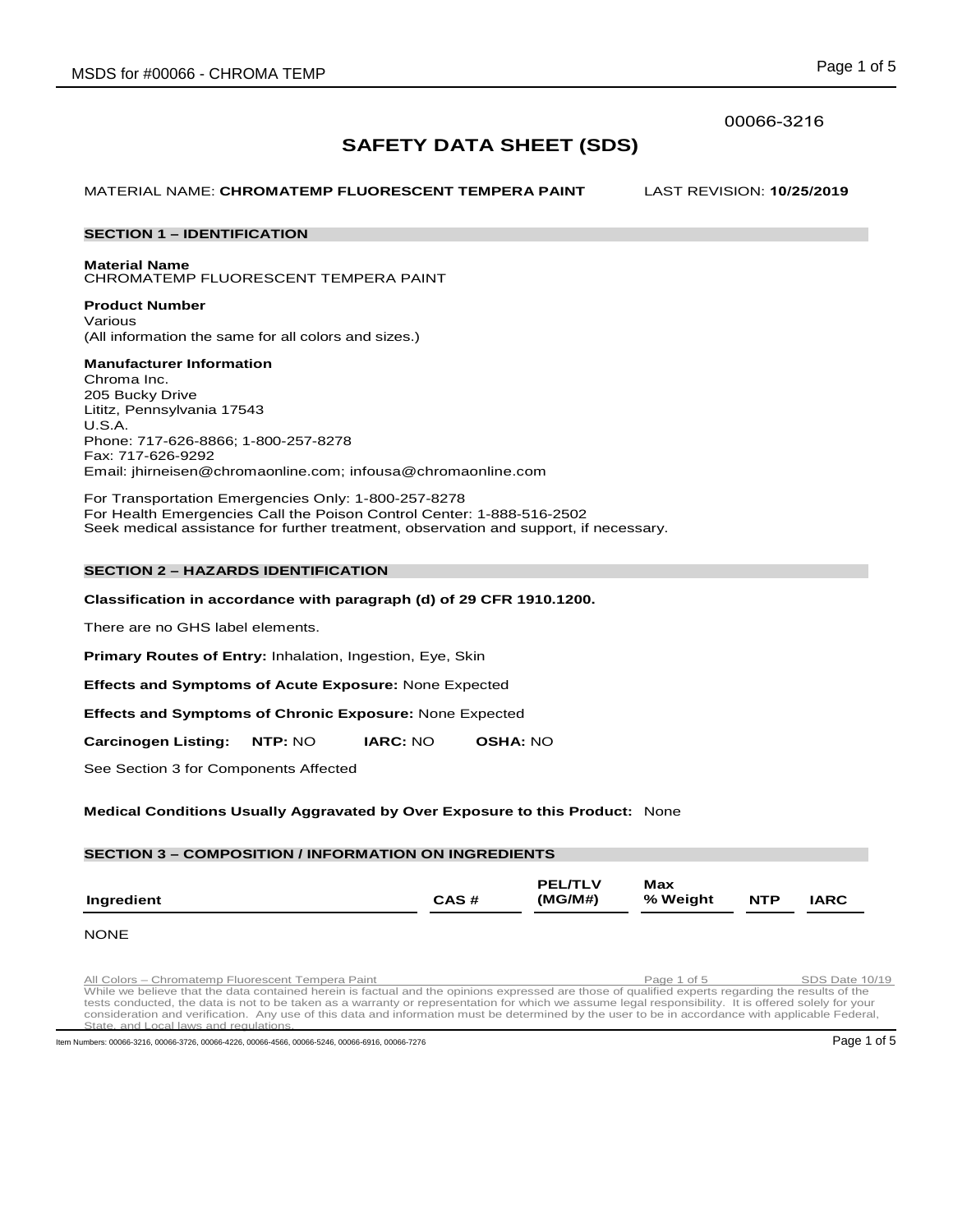00066-3216

# SAFETY DATA SHEET (SDS)

MATERIAL NAME: **CHROMATEMP FLUORESCENT TEMPERA PAINT** LAST REVISION: **10/25/2019**

## SECTION 1 – IDENTIFICATION

**Material Name**
CHROMATEMP FLUORESCENT TEMPERA PAINT

**Product Number**
Various
(All information the same for all colors and sizes.)

**Manufacturer Information**
Chroma Inc.
205 Bucky Drive
Lititz, Pennsylvania 17543
U.S.A.
Phone: 717-626-8866; 1-800-257-8278
Fax: 717-626-9292
Email: jhirneisen@chromaonline.com; infousa@chromaonline.com

For Transportation Emergencies Only: 1-800-257-8278
For Health Emergencies Call the Poison Control Center: 1-888-516-2502
Seek medical assistance for further treatment, observation and support, if necessary.

## SECTION 2 – HAZARDS IDENTIFICATION

**Classification in accordance with paragraph (d) of 29 CFR 1910.1200.**

There are no GHS label elements.

**Primary Routes of Entry:** Inhalation, Ingestion, Eye, Skin

**Effects and Symptoms of Acute Exposure:** None Expected

**Effects and Symptoms of Chronic Exposure:** None Expected

**Carcinogen Listing:** **NTP:** NO **IARC:** NO **OSHA:** NO

See Section 3 for Components Affected

**Medical Conditions Usually Aggravated by Over Exposure to this Product:** None

## SECTION 3 – COMPOSITION / INFORMATION ON INGREDIENTS

| Ingredient | CAS # | PEL/TLV (MG/M#) | Max % Weight | NTP | IARC |
|---|---|---|---|---|---|

NONE

All Colors – Chromatemp Fluorescent Tempera Paint SDS Date 10/19
While we believe that the data contained herein is factual and the opinions expressed are those of qualified experts regarding the results of the tests conducted, the data is not to be taken as a warranty or representation for which we assume legal responsibility. It is offered solely for your consideration and verification. Any use of this data and information must be determined by the user to be in accordance with applicable Federal, State, and Local laws and regulations.

Item Numbers: 00066-3216, 00066-3726, 00066-4226, 00066-4566, 00066-5246, 00066-6916, 00066-7276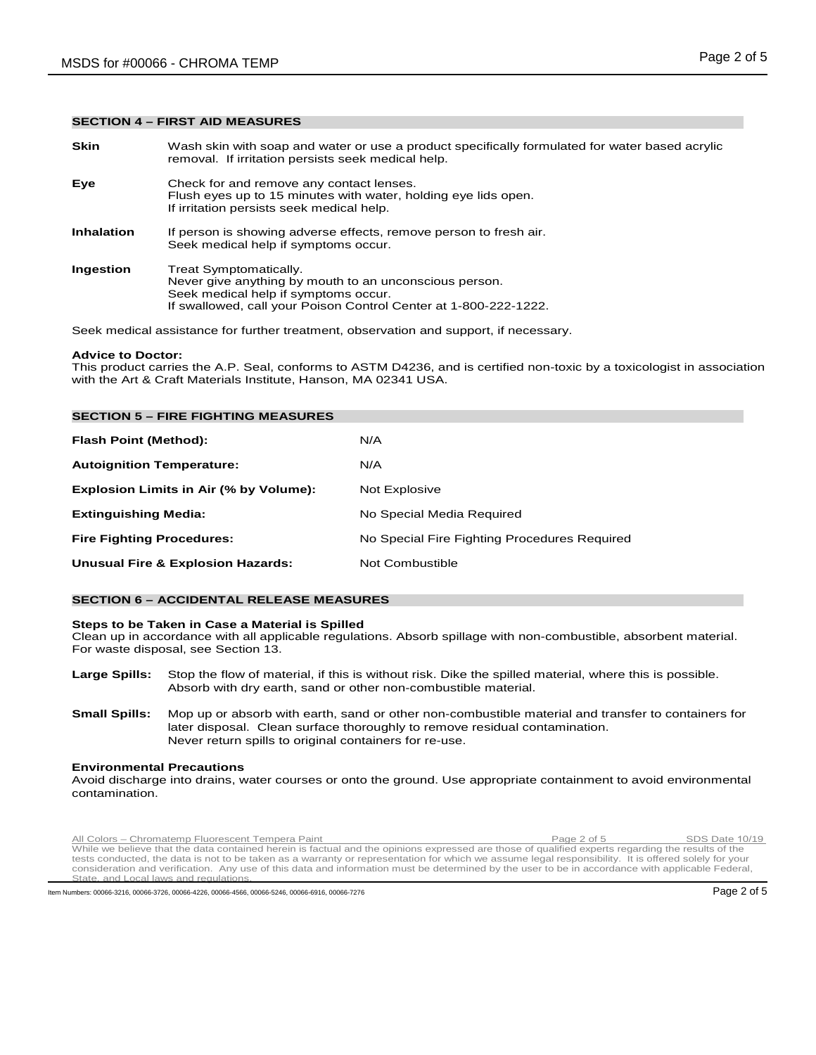## SECTION 4 – FIRST AID MEASURES

**Skin** Wash skin with soap and water or use a product specifically formulated for water based acrylic removal. If irritation persists seek medical help.

**Eye** Check for and remove any contact lenses.
Flush eyes up to 15 minutes with water, holding eye lids open.
If irritation persists seek medical help.

**Inhalation** If person is showing adverse effects, remove person to fresh air.
Seek medical help if symptoms occur.

**Ingestion** Treat Symptomatically.
Never give anything by mouth to an unconscious person.
Seek medical help if symptoms occur.
If swallowed, call your Poison Control Center at 1-800-222-1222.

Seek medical assistance for further treatment, observation and support, if necessary.

**Advice to Doctor:**
This product carries the A.P. Seal, conforms to ASTM D4236, and is certified non-toxic by a toxicologist in association with the Art & Craft Materials Institute, Hanson, MA 02341 USA.

## SECTION 5 – FIRE FIGHTING MEASURES

| | |
|---|---|
| **Flash Point (Method):** | N/A |
| **Autoignition Temperature:** | N/A |
| **Explosion Limits in Air (% by Volume):** | Not Explosive |
| **Extinguishing Media:** | No Special Media Required |
| **Fire Fighting Procedures:** | No Special Fire Fighting Procedures Required |
| **Unusual Fire & Explosion Hazards:** | Not Combustible |

## SECTION 6 – ACCIDENTAL RELEASE MEASURES

**Steps to be Taken in Case a Material is Spilled**
Clean up in accordance with all applicable regulations. Absorb spillage with non-combustible, absorbent material. For waste disposal, see Section 13.

**Large Spills:** Stop the flow of material, if this is without risk. Dike the spilled material, where this is possible. Absorb with dry earth, sand or other non-combustible material.

**Small Spills:** Mop up or absorb with earth, sand or other non-combustible material and transfer to containers for later disposal. Clean surface thoroughly to remove residual contamination.
Never return spills to original containers for re-use.

**Environmental Precautions**
Avoid discharge into drains, water courses or onto the ground. Use appropriate containment to avoid environmental contamination.

All Colors – Chromatemp Fluorescent Tempera Paint SDS Date 10/19
While we believe that the data contained herein is factual and the opinions expressed are those of qualified experts regarding the results of the tests conducted, the data is not to be taken as a warranty or representation for which we assume legal responsibility. It is offered solely for your consideration and verification. Any use of this data and information must be determined by the user to be in accordance with applicable Federal, State, and Local laws and regulations.

Item Numbers: 00066-3216, 00066-3726, 00066-4226, 00066-4566, 00066-5246, 00066-6916, 00066-7276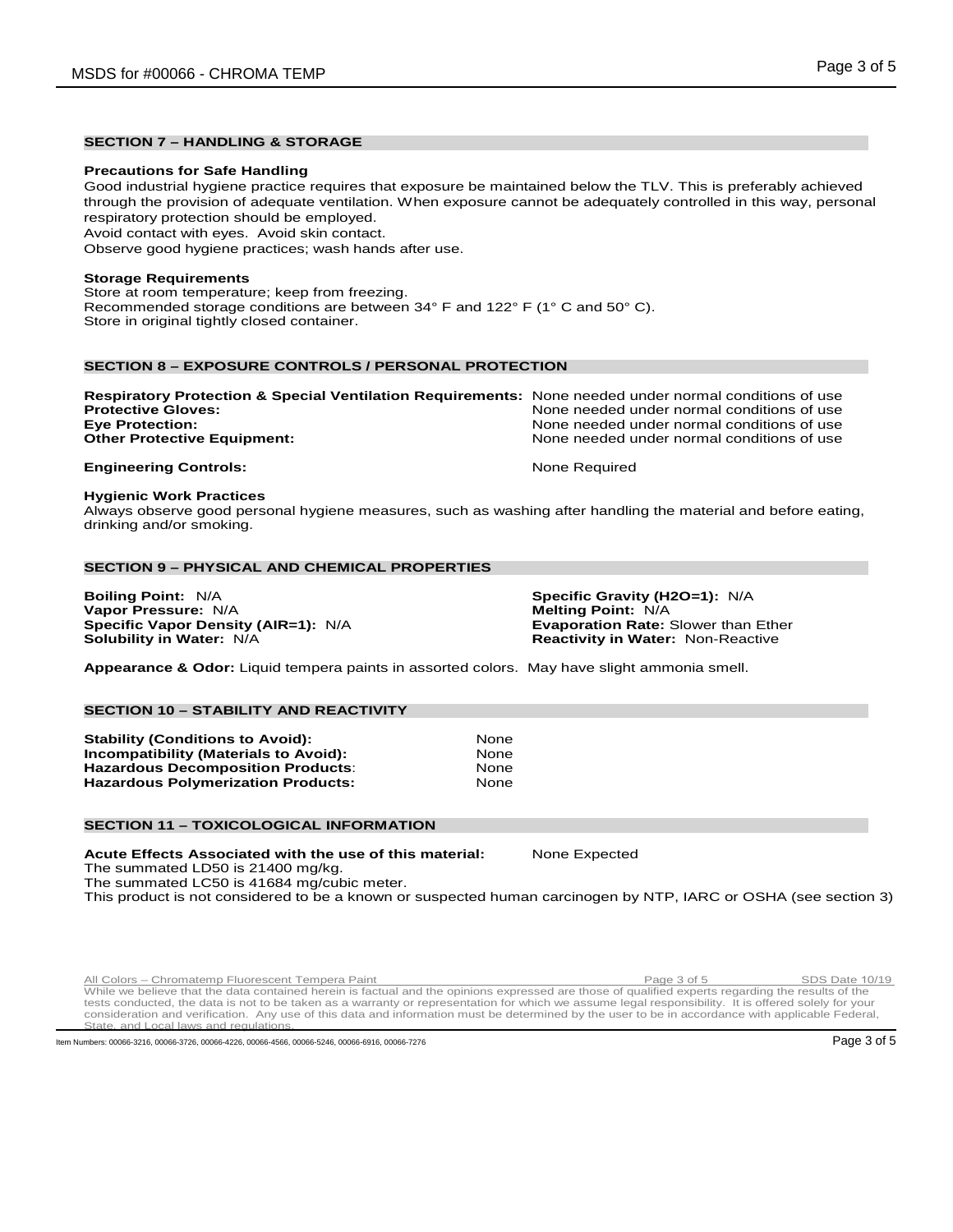## SECTION 7 – HANDLING & STORAGE

**Precautions for Safe Handling**

Good industrial hygiene practice requires that exposure be maintained below the TLV. This is preferably achieved through the provision of adequate ventilation. When exposure cannot be adequately controlled in this way, personal respiratory protection should be employed.
Avoid contact with eyes. Avoid skin contact.
Observe good hygiene practices; wash hands after use.

**Storage Requirements**

Store at room temperature; keep from freezing.
Recommended storage conditions are between 34° F and 122° F (1° C and 50° C).
Store in original tightly closed container.

## SECTION 8 – EXPOSURE CONTROLS / PERSONAL PROTECTION

| | |
|---|---|
| **Respiratory Protection & Special Ventilation Requirements:** | None needed under normal conditions of use |
| **Protective Gloves:** | None needed under normal conditions of use |
| **Eye Protection:** | None needed under normal conditions of use |
| **Other Protective Equipment:** | None needed under normal conditions of use |
| **Engineering Controls:** | None Required |

**Hygienic Work Practices**

Always observe good personal hygiene measures, such as washing after handling the material and before eating, drinking and/or smoking.

## SECTION 9 – PHYSICAL AND CHEMICAL PROPERTIES

**Boiling Point:** N/A
**Vapor Pressure:** N/A
**Specific Vapor Density (AIR=1):** N/A
**Solubility in Water:** N/A
**Specific Gravity (H2O=1):** N/A
**Melting Point:** N/A
**Evaporation Rate:** Slower than Ether
**Reactivity in Water:** Non-Reactive

**Appearance & Odor:** Liquid tempera paints in assorted colors. May have slight ammonia smell.

## SECTION 10 – STABILITY AND REACTIVITY

| | |
|---|---|
| **Stability (Conditions to Avoid):** | None |
| **Incompatibility (Materials to Avoid):** | None |
| **Hazardous Decomposition Products**: | None |
| **Hazardous Polymerization Products:** | None |

## SECTION 11 – TOXICOLOGICAL INFORMATION

**Acute Effects Associated with the use of this material:** None Expected

The summated LD50 is 21400 mg/kg.
The summated LC50 is 41684 mg/cubic meter.
This product is not considered to be a known or suspected human carcinogen by NTP, IARC or OSHA (see section 3)

All Colors – Chromatemp Fluorescent Tempera Paint — SDS Date 10/19

While we believe that the data contained herein is factual and the opinions expressed are those of qualified experts regarding the results of the tests conducted, the data is not to be taken as a warranty or representation for which we assume legal responsibility. It is offered solely for your consideration and verification. Any use of this data and information must be determined by the user to be in accordance with applicable Federal, State, and Local laws and regulations.

Item Numbers: 00066-3216, 00066-3726, 00066-4226, 00066-4566, 00066-5246, 00066-6916, 00066-7276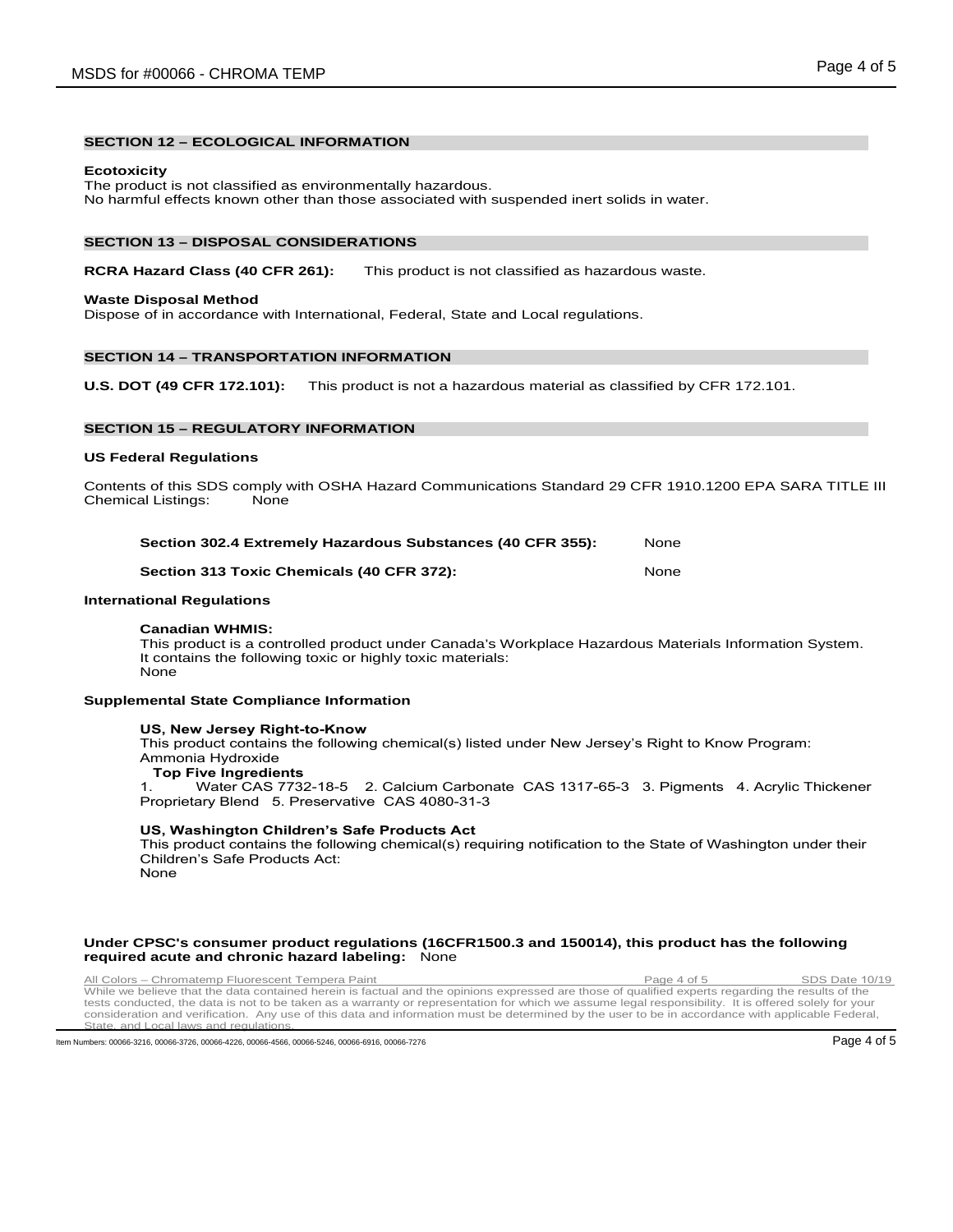## SECTION 12 – ECOLOGICAL INFORMATION

**Ecotoxicity**
The product is not classified as environmentally hazardous.
No harmful effects known other than those associated with suspended inert solids in water.

## SECTION 13 – DISPOSAL CONSIDERATIONS

**RCRA Hazard Class (40 CFR 261):** This product is not classified as hazardous waste.

**Waste Disposal Method**
Dispose of in accordance with International, Federal, State and Local regulations.

## SECTION 14 – TRANSPORTATION INFORMATION

**U.S. DOT (49 CFR 172.101):** This product is not a hazardous material as classified by CFR 172.101.

## SECTION 15 – REGULATORY INFORMATION

**US Federal Regulations**

Contents of this SDS comply with OSHA Hazard Communications Standard 29 CFR 1910.1200 EPA SARA TITLE III Chemical Listings: None

**Section 302.4 Extremely Hazardous Substances (40 CFR 355):** None

**Section 313 Toxic Chemicals (40 CFR 372):** None

**International Regulations**

**Canadian WHMIS:**
This product is a controlled product under Canada's Workplace Hazardous Materials Information System. It contains the following toxic or highly toxic materials:
None

**Supplemental State Compliance Information**

**US, New Jersey Right-to-Know**
This product contains the following chemical(s) listed under New Jersey's Right to Know Program:
Ammonia Hydroxide
**Top Five Ingredients**
1. Water CAS 7732-18-5 2. Calcium Carbonate CAS 1317-65-3 3. Pigments 4. Acrylic Thickener Proprietary Blend 5. Preservative CAS 4080-31-3

**US, Washington Children's Safe Products Act**
This product contains the following chemical(s) requiring notification to the State of Washington under their Children's Safe Products Act:
None

**Under CPSC's consumer product regulations (16CFR1500.3 and 150014), this product has the following required acute and chronic hazard labeling:** None

All Colors – Chromatemp Fluorescent Tempera Paint SDS Date 10/19
While we believe that the data contained herein is factual and the opinions expressed are those of qualified experts regarding the results of the tests conducted, the data is not to be taken as a warranty or representation for which we assume legal responsibility. It is offered solely for your consideration and verification. Any use of this data and information must be determined by the user to be in accordance with applicable Federal, State, and Local laws and regulations.

Item Numbers: 00066-3216, 00066-3726, 00066-4226, 00066-4566, 00066-5246, 00066-6916, 00066-7276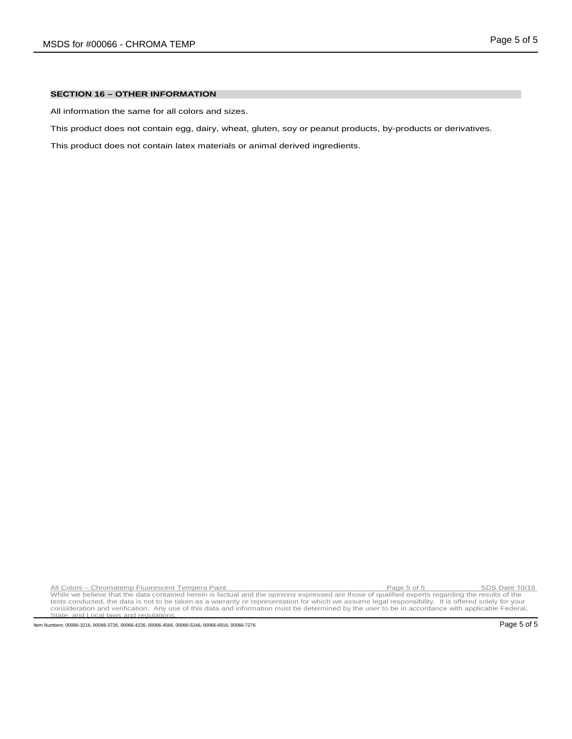## SECTION 16 – OTHER INFORMATION

All information the same for all colors and sizes.

This product does not contain egg, dairy, wheat, gluten, soy or peanut products, by-products or derivatives.

This product does not contain latex materials or animal derived ingredients.

All Colors – Chromatemp Fluorescent Tempera Paint SDS Date 10/19

While we believe that the data contained herein is factual and the opinions expressed are those of qualified experts regarding the results of the tests conducted, the data is not to be taken as a warranty or representation for which we assume legal responsibility. It is offered solely for your consideration and verification. Any use of this data and information must be determined by the user to be in accordance with applicable Federal, State, and Local laws and regulations.

Item Numbers: 00066-3216, 00066-3726, 00066-4226, 00066-4566, 00066-5246, 00066-6916, 00066-7276